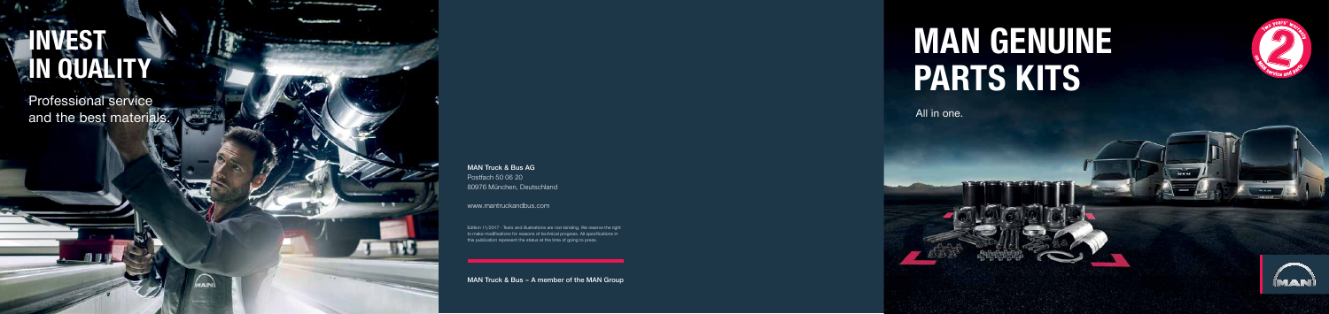# INVEST IN QUALITY

Professional service and the best materials.

**MAN Truck & Bus AG**
Postfach 50 06 20
80976 München, Deutschland

www.mantruckandbus.com

Edition 11/2017 · Texts and illustrations are non-binding. We reserve the right to make modifications for reasons of technical progress. All specifications in this publication represent the status at the time of going to press.

**MAN Truck & Bus – A member of the MAN Group**

# MAN GENUINE PARTS KITS

All in one.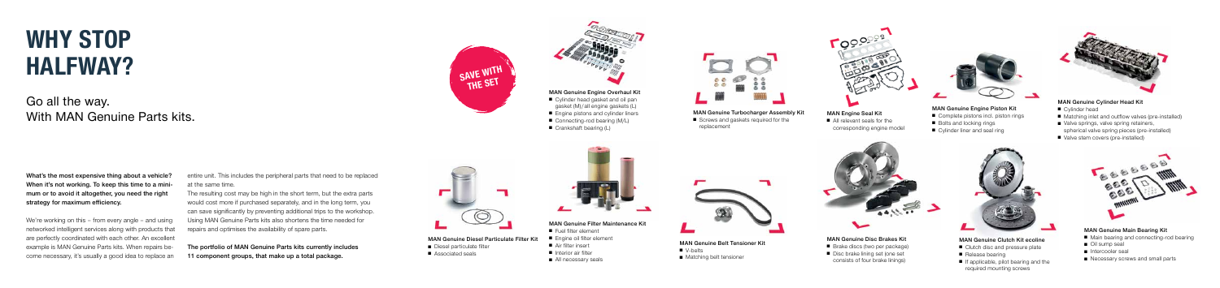# WHY STOP HALFWAY?

## Go all the way. With MAN Genuine Parts kits.

**What's the most expensive thing about a vehicle? When it's not working. To keep this time to a minimum or to avoid it altogether, you need the right strategy for maximum efficiency.**

We're working on this – from every angle – and using networked intelligent services along with products that are perfectly coordinated with each other. An excellent example is MAN Genuine Parts kits. When repairs become necessary, it's usually a good idea to replace an entire unit. This includes the peripheral parts that need to be replaced at the same time.

The resulting cost may be high in the short term, but the extra parts would cost more if purchased separately, and in the long term, you can save significantly by preventing additional trips to the workshop. Using MAN Genuine Parts kits also shortens the time needed for repairs and optimises the availability of spare parts.

**The portfolio of MAN Genuine Parts kits currently includes 11 component groups, that make up a total package.**

SAVE WITH THE SET

**MAN Genuine Engine Overhaul Kit**
- Cylinder head gasket and oil pan gasket (M)/all engine gaskets (L)
- Engine pistons and cylinder liners
- Connecting-rod bearing (M/L)
- Crankshaft bearing (L)

**MAN Genuine Turbocharger Assembly Kit**
- Screws and gaskets required for the replacement

**MAN Engine Seal Kit**
- All relevant seals for the corresponding engine model

**MAN Genuine Engine Piston Kit**
- Complete pistons incl. piston rings
- Bolts and locking rings
- Cylinder liner and seal ring

**MAN Genuine Cylinder Head Kit**
- Cylinder head
- Matching inlet and outflow valves (pre-installed)
- Valve springs, valve spring retainers, spherical valve spring pieces (pre-installed)
- Valve stem covers (pre-installed)

**MAN Genuine Diesel Particulate Filter Kit**
- Diesel particulate filter
- Associated seals

**MAN Genuine Filter Maintenance Kit**
- Fuel filter element
- Engine oil filter element
- Air filter insert
- Interior air filter
- All necessary seals

**MAN Genuine Belt Tensioner Kit**
- V-belts
- Matching belt tensioner

**MAN Genuine Disc Brakes Kit**
- Brake discs (two per package)
- Disc brake lining set (one set consists of four brake linings)

**MAN Genuine Clutch Kit ecoline**
- Clutch disc and pressure plate
- Release bearing
- If applicable, pilot bearing and the required mounting screws

**MAN Genuine Main Bearing Kit**
- Main bearing and connecting-rod bearing
- Oil sump seal
- Intercooler seal
- Necessary screws and small parts